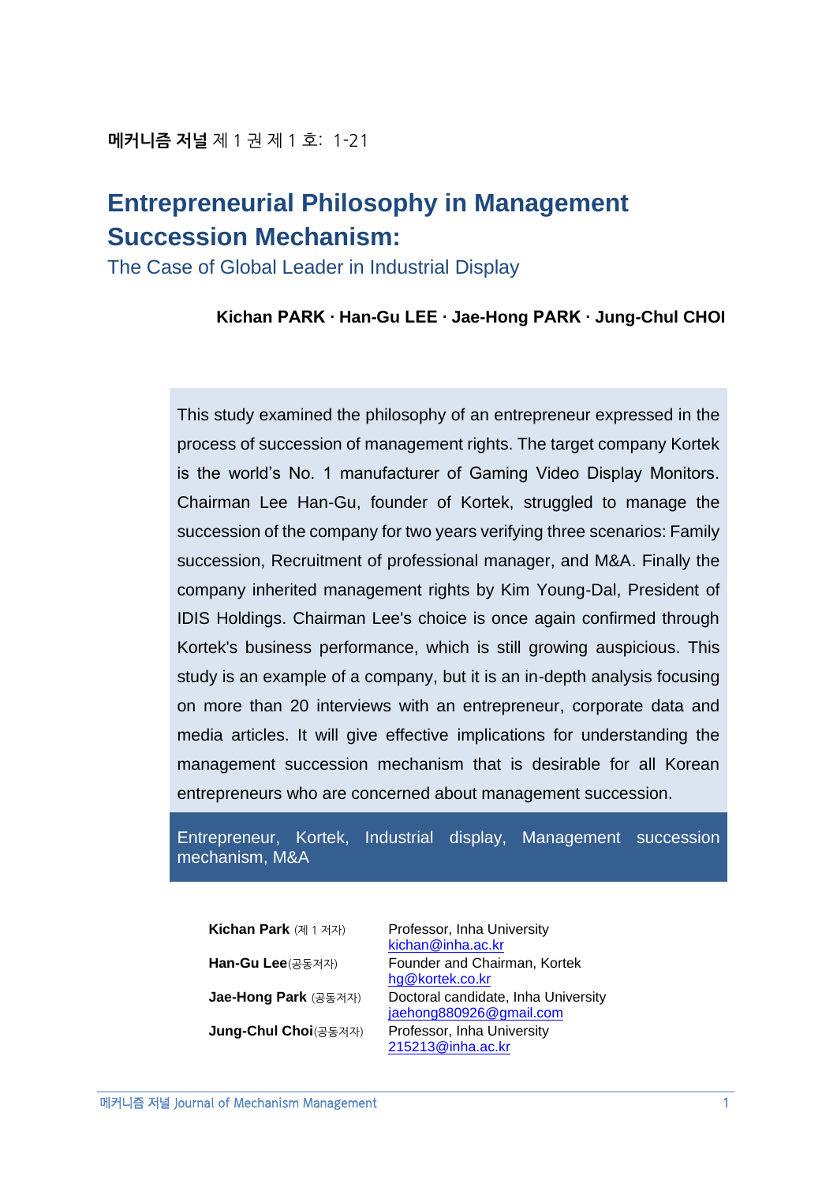# Entrepreneurial Philosophy in Management Succession Mechanism:

## The Case of Global Leader in Industrial Display

**Kichan PARK · Han-Gu LEE · Jae-Hong PARK · Jung-Chul CHOI**

This study examined the philosophy of an entrepreneur expressed in the process of succession of management rights. The target company Kortek is the world's No. 1 manufacturer of Gaming Video Display Monitors. Chairman Lee Han-Gu, founder of Kortek, struggled to manage the succession of the company for two years verifying three scenarios: Family succession, Recruitment of professional manager, and M&A. Finally the company inherited management rights by Kim Young-Dal, President of IDIS Holdings. Chairman Lee's choice is once again confirmed through Kortek's business performance, which is still growing auspicious. This study is an example of a company, but it is an in-depth analysis focusing on more than 20 interviews with an entrepreneur, corporate data and media articles. It will give effective implications for understanding the management succession mechanism that is desirable for all Korean entrepreneurs who are concerned about management succession.

Entrepreneur, Kortek, Industrial display, Management succession mechanism, M&A

| | |
|---|---|
| **Kichan Park** (제 1 저자) | Professor, Inha University<br>kichan@inha.ac.kr |
| **Han-Gu Lee**(공동저자) | Founder and Chairman, Kortek<br>hg@kortek.co.kr |
| **Jae-Hong Park** (공동저자) | Doctoral candidate, Inha University<br>jaehong880926@gmail.com |
| **Jung-Chul Choi**(공동저자) | Professor, Inha University<br>215213@inha.ac.kr |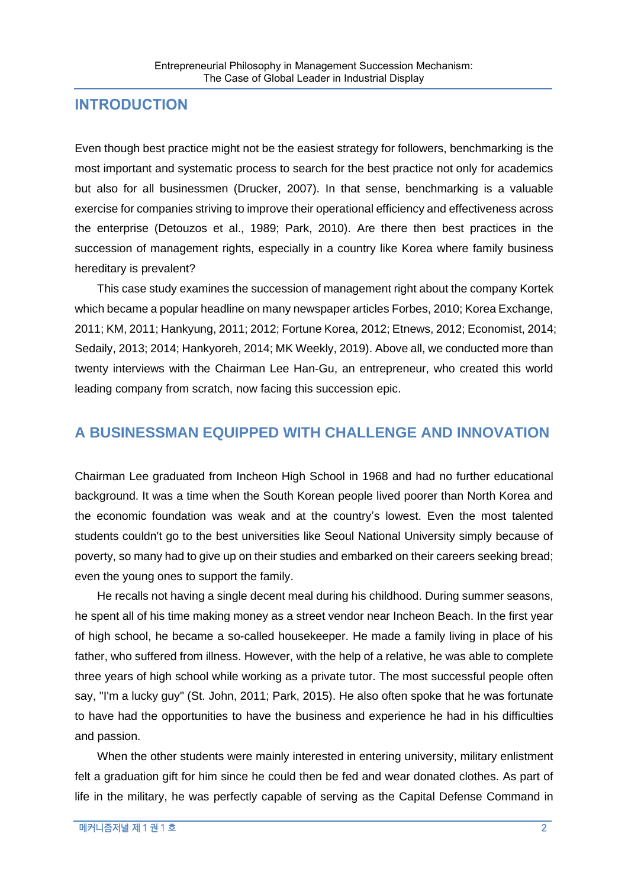## INTRODUCTION

Even though best practice might not be the easiest strategy for followers, benchmarking is the most important and systematic process to search for the best practice not only for academics but also for all businessmen (Drucker, 2007). In that sense, benchmarking is a valuable exercise for companies striving to improve their operational efficiency and effectiveness across the enterprise (Detouzos et al., 1989; Park, 2010). Are there then best practices in the succession of management rights, especially in a country like Korea where family business hereditary is prevalent?

This case study examines the succession of management right about the company Kortek which became a popular headline on many newspaper articles Forbes, 2010; Korea Exchange, 2011; KM, 2011; Hankyung, 2011; 2012; Fortune Korea, 2012; Etnews, 2012; Economist, 2014; Sedaily, 2013; 2014; Hankyoreh, 2014; MK Weekly, 2019). Above all, we conducted more than twenty interviews with the Chairman Lee Han-Gu, an entrepreneur, who created this world leading company from scratch, now facing this succession epic.

## A BUSINESSMAN EQUIPPED WITH CHALLENGE AND INNOVATION

Chairman Lee graduated from Incheon High School in 1968 and had no further educational background. It was a time when the South Korean people lived poorer than North Korea and the economic foundation was weak and at the country's lowest. Even the most talented students couldn't go to the best universities like Seoul National University simply because of poverty, so many had to give up on their studies and embarked on their careers seeking bread; even the young ones to support the family.

He recalls not having a single decent meal during his childhood. During summer seasons, he spent all of his time making money as a street vendor near Incheon Beach. In the first year of high school, he became a so-called housekeeper. He made a family living in place of his father, who suffered from illness. However, with the help of a relative, he was able to complete three years of high school while working as a private tutor. The most successful people often say, "I'm a lucky guy" (St. John, 2011; Park, 2015). He also often spoke that he was fortunate to have had the opportunities to have the business and experience he had in his difficulties and passion.

When the other students were mainly interested in entering university, military enlistment felt a graduation gift for him since he could then be fed and wear donated clothes. As part of life in the military, he was perfectly capable of serving as the Capital Defense Command in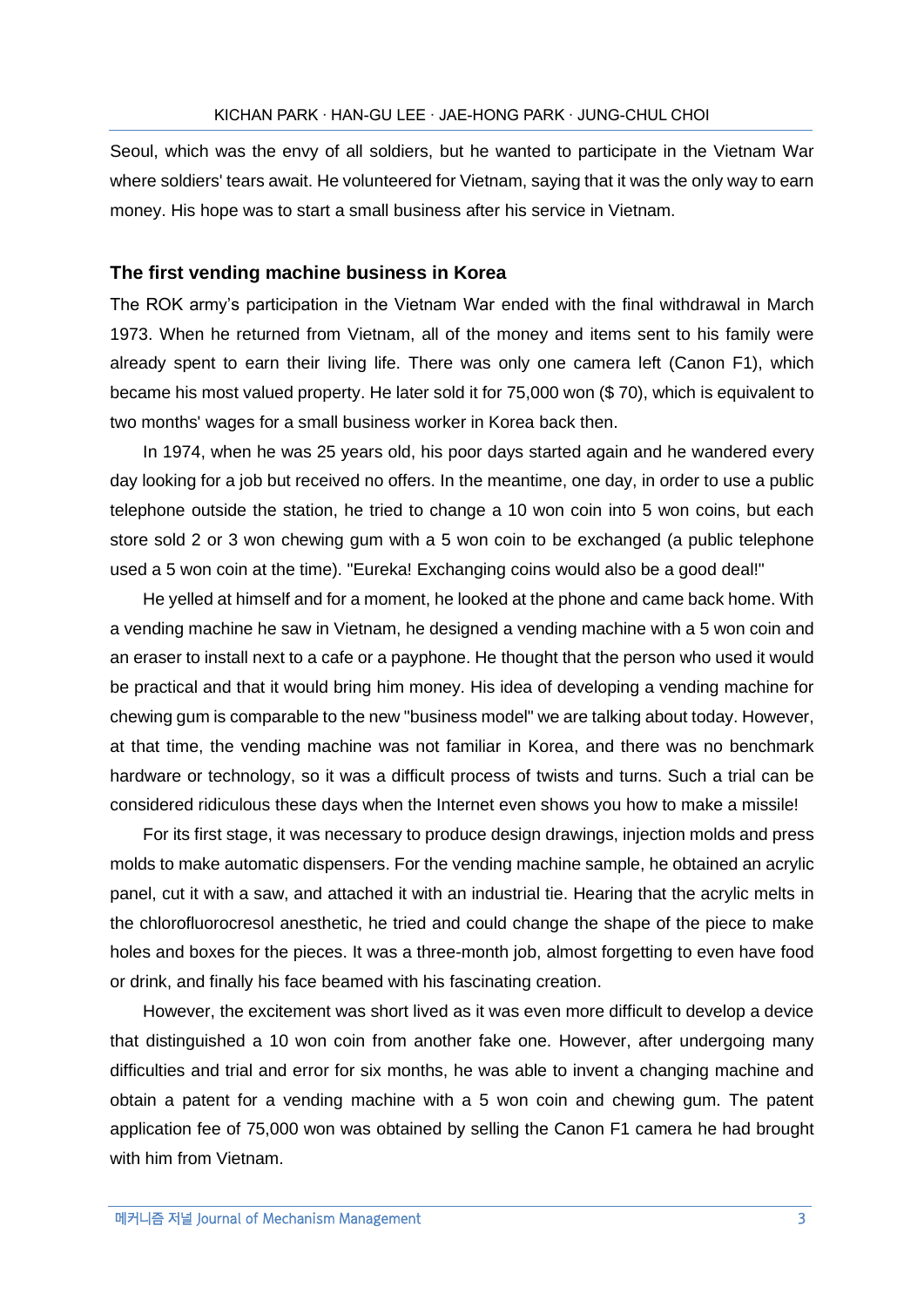Seoul, which was the envy of all soldiers, but he wanted to participate in the Vietnam War where soldiers' tears await. He volunteered for Vietnam, saying that it was the only way to earn money. His hope was to start a small business after his service in Vietnam.

## The first vending machine business in Korea

The ROK army's participation in the Vietnam War ended with the final withdrawal in March 1973. When he returned from Vietnam, all of the money and items sent to his family were already spent to earn their living life. There was only one camera left (Canon F1), which became his most valued property. He later sold it for 75,000 won ($ 70), which is equivalent to two months' wages for a small business worker in Korea back then.

In 1974, when he was 25 years old, his poor days started again and he wandered every day looking for a job but received no offers. In the meantime, one day, in order to use a public telephone outside the station, he tried to change a 10 won coin into 5 won coins, but each store sold 2 or 3 won chewing gum with a 5 won coin to be exchanged (a public telephone used a 5 won coin at the time). "Eureka! Exchanging coins would also be a good deal!"

He yelled at himself and for a moment, he looked at the phone and came back home. With a vending machine he saw in Vietnam, he designed a vending machine with a 5 won coin and an eraser to install next to a cafe or a payphone. He thought that the person who used it would be practical and that it would bring him money. His idea of developing a vending machine for chewing gum is comparable to the new "business model" we are talking about today. However, at that time, the vending machine was not familiar in Korea, and there was no benchmark hardware or technology, so it was a difficult process of twists and turns. Such a trial can be considered ridiculous these days when the Internet even shows you how to make a missile!

For its first stage, it was necessary to produce design drawings, injection molds and press molds to make automatic dispensers. For the vending machine sample, he obtained an acrylic panel, cut it with a saw, and attached it with an industrial tie. Hearing that the acrylic melts in the chlorofluorocresol anesthetic, he tried and could change the shape of the piece to make holes and boxes for the pieces. It was a three-month job, almost forgetting to even have food or drink, and finally his face beamed with his fascinating creation.

However, the excitement was short lived as it was even more difficult to develop a device that distinguished a 10 won coin from another fake one. However, after undergoing many difficulties and trial and error for six months, he was able to invent a changing machine and obtain a patent for a vending machine with a 5 won coin and chewing gum. The patent application fee of 75,000 won was obtained by selling the Canon F1 camera he had brought with him from Vietnam.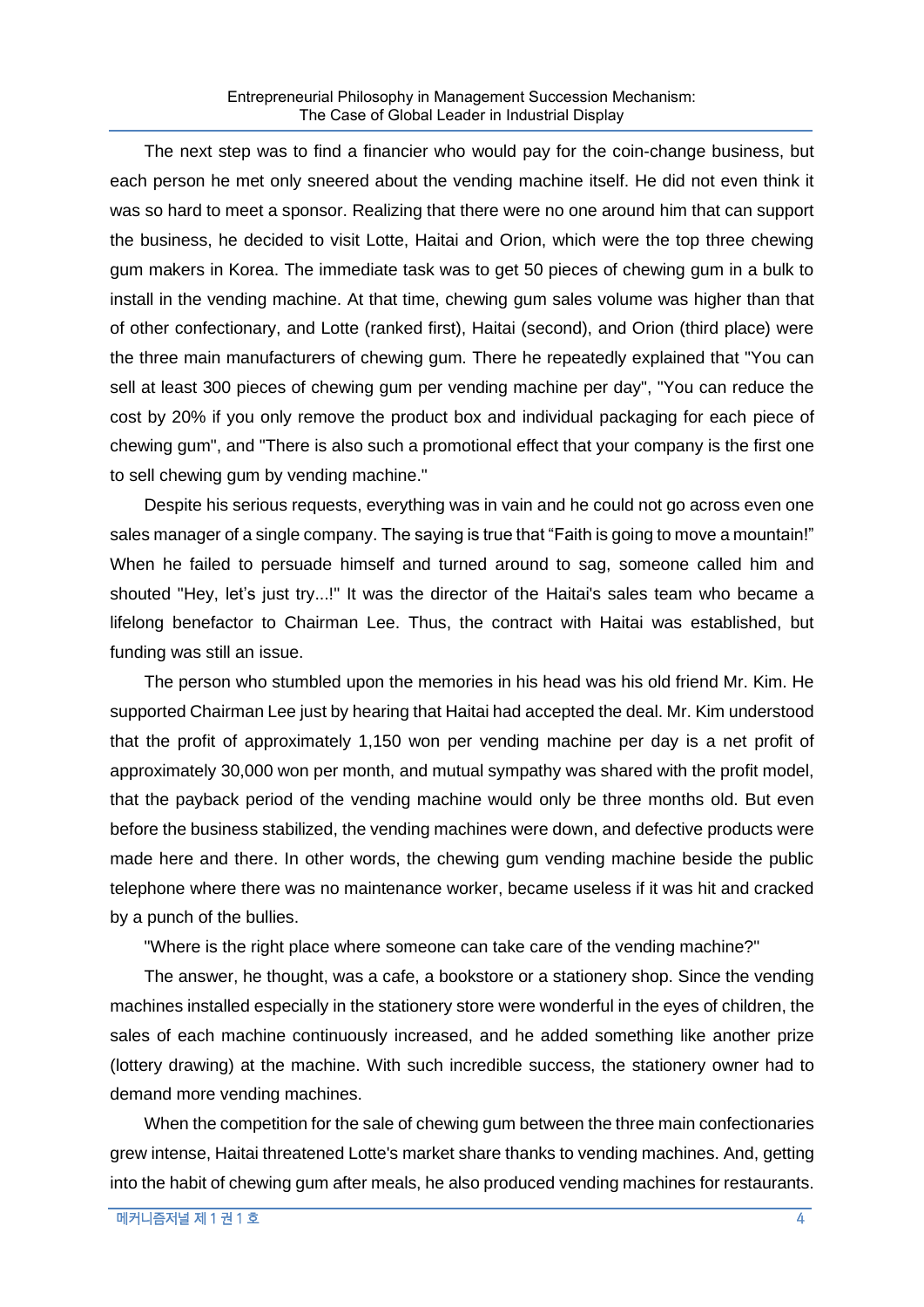The next step was to find a financier who would pay for the coin-change business, but each person he met only sneered about the vending machine itself. He did not even think it was so hard to meet a sponsor. Realizing that there were no one around him that can support the business, he decided to visit Lotte, Haitai and Orion, which were the top three chewing gum makers in Korea. The immediate task was to get 50 pieces of chewing gum in a bulk to install in the vending machine. At that time, chewing gum sales volume was higher than that of other confectionary, and Lotte (ranked first), Haitai (second), and Orion (third place) were the three main manufacturers of chewing gum. There he repeatedly explained that "You can sell at least 300 pieces of chewing gum per vending machine per day", "You can reduce the cost by 20% if you only remove the product box and individual packaging for each piece of chewing gum", and "There is also such a promotional effect that your company is the first one to sell chewing gum by vending machine."

Despite his serious requests, everything was in vain and he could not go across even one sales manager of a single company. The saying is true that "Faith is going to move a mountain!" When he failed to persuade himself and turned around to sag, someone called him and shouted "Hey, let's just try...!" It was the director of the Haitai's sales team who became a lifelong benefactor to Chairman Lee. Thus, the contract with Haitai was established, but funding was still an issue.

The person who stumbled upon the memories in his head was his old friend Mr. Kim. He supported Chairman Lee just by hearing that Haitai had accepted the deal. Mr. Kim understood that the profit of approximately 1,150 won per vending machine per day is a net profit of approximately 30,000 won per month, and mutual sympathy was shared with the profit model, that the payback period of the vending machine would only be three months old. But even before the business stabilized, the vending machines were down, and defective products were made here and there. In other words, the chewing gum vending machine beside the public telephone where there was no maintenance worker, became useless if it was hit and cracked by a punch of the bullies.

"Where is the right place where someone can take care of the vending machine?"

The answer, he thought, was a cafe, a bookstore or a stationery shop. Since the vending machines installed especially in the stationery store were wonderful in the eyes of children, the sales of each machine continuously increased, and he added something like another prize (lottery drawing) at the machine. With such incredible success, the stationery owner had to demand more vending machines.

When the competition for the sale of chewing gum between the three main confectionaries grew intense, Haitai threatened Lotte's market share thanks to vending machines. And, getting into the habit of chewing gum after meals, he also produced vending machines for restaurants.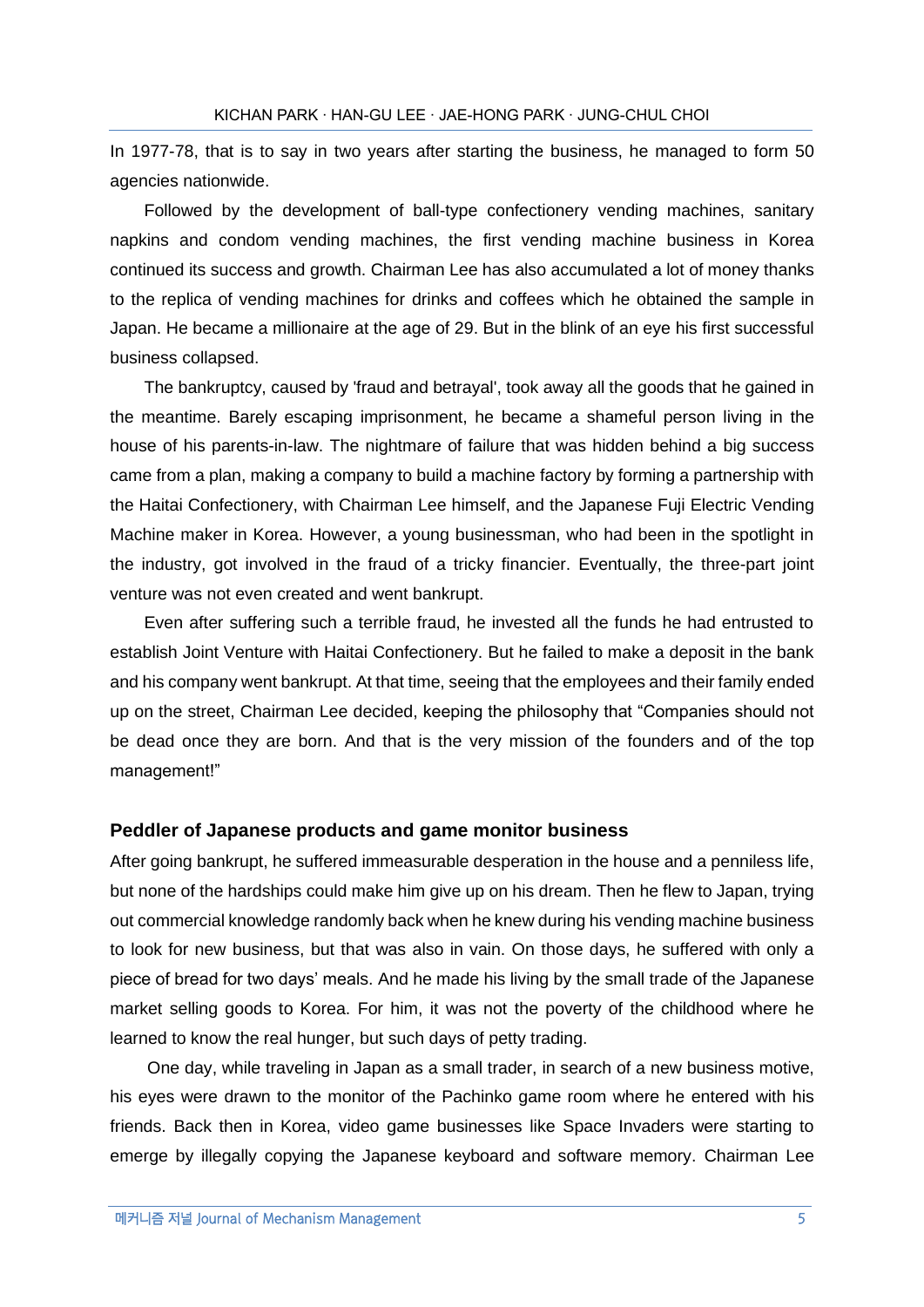In 1977-78, that is to say in two years after starting the business, he managed to form 50 agencies nationwide.

Followed by the development of ball-type confectionery vending machines, sanitary napkins and condom vending machines, the first vending machine business in Korea continued its success and growth. Chairman Lee has also accumulated a lot of money thanks to the replica of vending machines for drinks and coffees which he obtained the sample in Japan. He became a millionaire at the age of 29. But in the blink of an eye his first successful business collapsed.

The bankruptcy, caused by 'fraud and betrayal', took away all the goods that he gained in the meantime. Barely escaping imprisonment, he became a shameful person living in the house of his parents-in-law. The nightmare of failure that was hidden behind a big success came from a plan, making a company to build a machine factory by forming a partnership with the Haitai Confectionery, with Chairman Lee himself, and the Japanese Fuji Electric Vending Machine maker in Korea. However, a young businessman, who had been in the spotlight in the industry, got involved in the fraud of a tricky financier. Eventually, the three-part joint venture was not even created and went bankrupt.

Even after suffering such a terrible fraud, he invested all the funds he had entrusted to establish Joint Venture with Haitai Confectionery. But he failed to make a deposit in the bank and his company went bankrupt. At that time, seeing that the employees and their family ended up on the street, Chairman Lee decided, keeping the philosophy that "Companies should not be dead once they are born. And that is the very mission of the founders and of the top management!"

### Peddler of Japanese products and game monitor business

After going bankrupt, he suffered immeasurable desperation in the house and a penniless life, but none of the hardships could make him give up on his dream. Then he flew to Japan, trying out commercial knowledge randomly back when he knew during his vending machine business to look for new business, but that was also in vain. On those days, he suffered with only a piece of bread for two days' meals. And he made his living by the small trade of the Japanese market selling goods to Korea. For him, it was not the poverty of the childhood where he learned to know the real hunger, but such days of petty trading.

One day, while traveling in Japan as a small trader, in search of a new business motive, his eyes were drawn to the monitor of the Pachinko game room where he entered with his friends. Back then in Korea, video game businesses like Space Invaders were starting to emerge by illegally copying the Japanese keyboard and software memory. Chairman Lee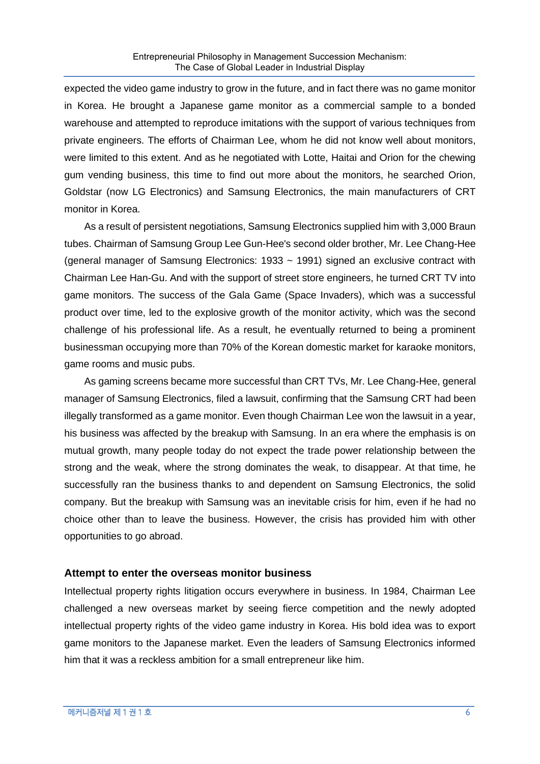expected the video game industry to grow in the future, and in fact there was no game monitor in Korea. He brought a Japanese game monitor as a commercial sample to a bonded warehouse and attempted to reproduce imitations with the support of various techniques from private engineers. The efforts of Chairman Lee, whom he did not know well about monitors, were limited to this extent. And as he negotiated with Lotte, Haitai and Orion for the chewing gum vending business, this time to find out more about the monitors, he searched Orion, Goldstar (now LG Electronics) and Samsung Electronics, the main manufacturers of CRT monitor in Korea.

As a result of persistent negotiations, Samsung Electronics supplied him with 3,000 Braun tubes. Chairman of Samsung Group Lee Gun-Hee's second older brother, Mr. Lee Chang-Hee (general manager of Samsung Electronics: 1933 ~ 1991) signed an exclusive contract with Chairman Lee Han-Gu. And with the support of street store engineers, he turned CRT TV into game monitors. The success of the Gala Game (Space Invaders), which was a successful product over time, led to the explosive growth of the monitor activity, which was the second challenge of his professional life. As a result, he eventually returned to being a prominent businessman occupying more than 70% of the Korean domestic market for karaoke monitors, game rooms and music pubs.

As gaming screens became more successful than CRT TVs, Mr. Lee Chang-Hee, general manager of Samsung Electronics, filed a lawsuit, confirming that the Samsung CRT had been illegally transformed as a game monitor. Even though Chairman Lee won the lawsuit in a year, his business was affected by the breakup with Samsung. In an era where the emphasis is on mutual growth, many people today do not expect the trade power relationship between the strong and the weak, where the strong dominates the weak, to disappear. At that time, he successfully ran the business thanks to and dependent on Samsung Electronics, the solid company. But the breakup with Samsung was an inevitable crisis for him, even if he had no choice other than to leave the business. However, the crisis has provided him with other opportunities to go abroad.

### Attempt to enter the overseas monitor business

Intellectual property rights litigation occurs everywhere in business. In 1984, Chairman Lee challenged a new overseas market by seeing fierce competition and the newly adopted intellectual property rights of the video game industry in Korea. His bold idea was to export game monitors to the Japanese market. Even the leaders of Samsung Electronics informed him that it was a reckless ambition for a small entrepreneur like him.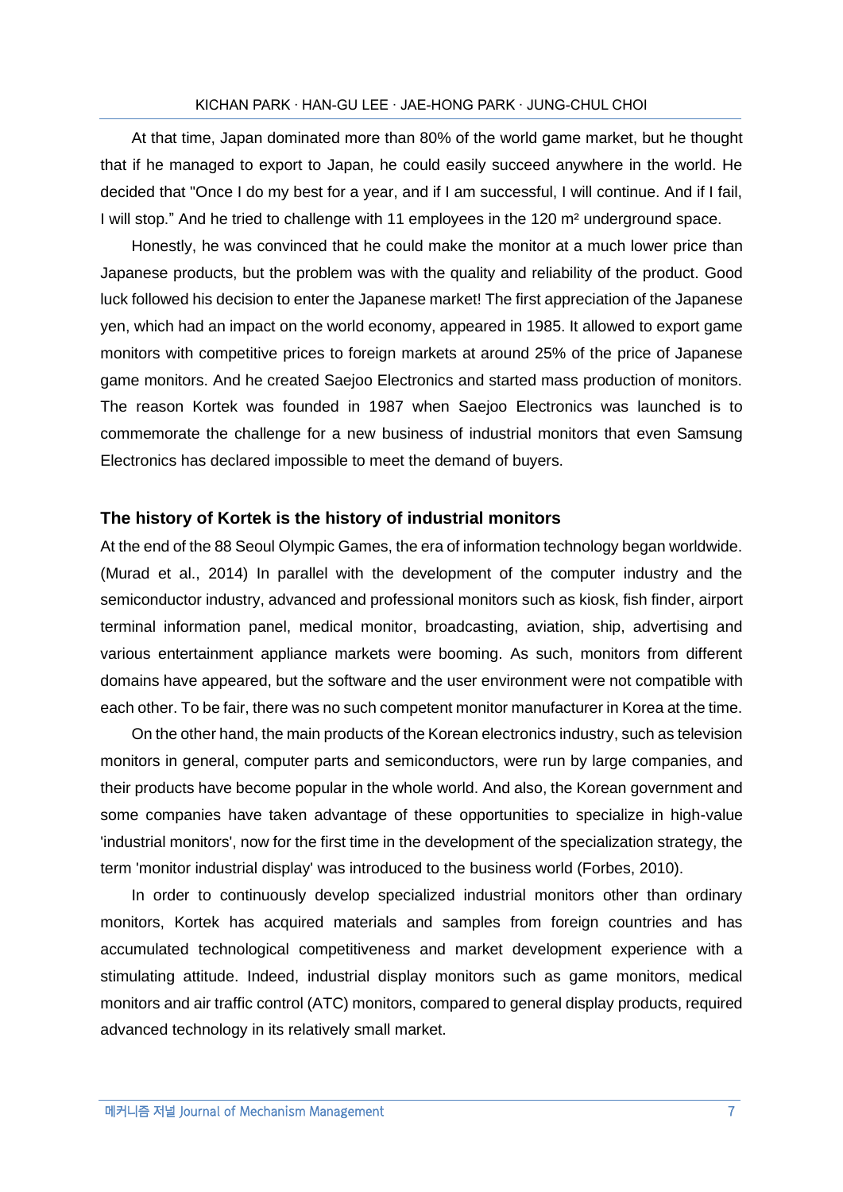At that time, Japan dominated more than 80% of the world game market, but he thought that if he managed to export to Japan, he could easily succeed anywhere in the world. He decided that "Once I do my best for a year, and if I am successful, I will continue. And if I fail, I will stop." And he tried to challenge with 11 employees in the 120 m² underground space.

Honestly, he was convinced that he could make the monitor at a much lower price than Japanese products, but the problem was with the quality and reliability of the product. Good luck followed his decision to enter the Japanese market! The first appreciation of the Japanese yen, which had an impact on the world economy, appeared in 1985. It allowed to export game monitors with competitive prices to foreign markets at around 25% of the price of Japanese game monitors. And he created Saejoo Electronics and started mass production of monitors. The reason Kortek was founded in 1987 when Saejoo Electronics was launched is to commemorate the challenge for a new business of industrial monitors that even Samsung Electronics has declared impossible to meet the demand of buyers.

### The history of Kortek is the history of industrial monitors

At the end of the 88 Seoul Olympic Games, the era of information technology began worldwide. (Murad et al., 2014) In parallel with the development of the computer industry and the semiconductor industry, advanced and professional monitors such as kiosk, fish finder, airport terminal information panel, medical monitor, broadcasting, aviation, ship, advertising and various entertainment appliance markets were booming. As such, monitors from different domains have appeared, but the software and the user environment were not compatible with each other. To be fair, there was no such competent monitor manufacturer in Korea at the time.

On the other hand, the main products of the Korean electronics industry, such as television monitors in general, computer parts and semiconductors, were run by large companies, and their products have become popular in the whole world. And also, the Korean government and some companies have taken advantage of these opportunities to specialize in high-value 'industrial monitors', now for the first time in the development of the specialization strategy, the term 'monitor industrial display' was introduced to the business world (Forbes, 2010).

In order to continuously develop specialized industrial monitors other than ordinary monitors, Kortek has acquired materials and samples from foreign countries and has accumulated technological competitiveness and market development experience with a stimulating attitude. Indeed, industrial display monitors such as game monitors, medical monitors and air traffic control (ATC) monitors, compared to general display products, required advanced technology in its relatively small market.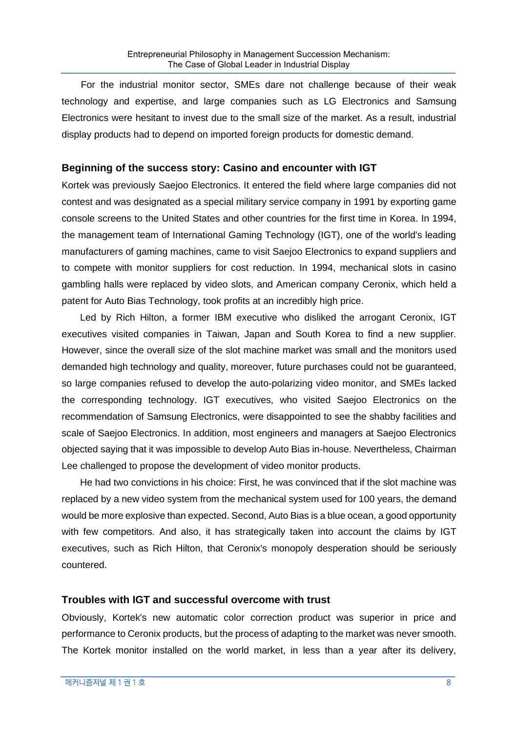For the industrial monitor sector, SMEs dare not challenge because of their weak technology and expertise, and large companies such as LG Electronics and Samsung Electronics were hesitant to invest due to the small size of the market. As a result, industrial display products had to depend on imported foreign products for domestic demand.

## Beginning of the success story: Casino and encounter with IGT

Kortek was previously Saejoo Electronics. It entered the field where large companies did not contest and was designated as a special military service company in 1991 by exporting game console screens to the United States and other countries for the first time in Korea. In 1994, the management team of International Gaming Technology (IGT), one of the world's leading manufacturers of gaming machines, came to visit Saejoo Electronics to expand suppliers and to compete with monitor suppliers for cost reduction. In 1994, mechanical slots in casino gambling halls were replaced by video slots, and American company Ceronix, which held a patent for Auto Bias Technology, took profits at an incredibly high price.

Led by Rich Hilton, a former IBM executive who disliked the arrogant Ceronix, IGT executives visited companies in Taiwan, Japan and South Korea to find a new supplier. However, since the overall size of the slot machine market was small and the monitors used demanded high technology and quality, moreover, future purchases could not be guaranteed, so large companies refused to develop the auto-polarizing video monitor, and SMEs lacked the corresponding technology. IGT executives, who visited Saejoo Electronics on the recommendation of Samsung Electronics, were disappointed to see the shabby facilities and scale of Saejoo Electronics. In addition, most engineers and managers at Saejoo Electronics objected saying that it was impossible to develop Auto Bias in-house. Nevertheless, Chairman Lee challenged to propose the development of video monitor products.

He had two convictions in his choice: First, he was convinced that if the slot machine was replaced by a new video system from the mechanical system used for 100 years, the demand would be more explosive than expected. Second, Auto Bias is a blue ocean, a good opportunity with few competitors. And also, it has strategically taken into account the claims by IGT executives, such as Rich Hilton, that Ceronix's monopoly desperation should be seriously countered.

## Troubles with IGT and successful overcome with trust

Obviously, Kortek's new automatic color correction product was superior in price and performance to Ceronix products, but the process of adapting to the market was never smooth. The Kortek monitor installed on the world market, in less than a year after its delivery,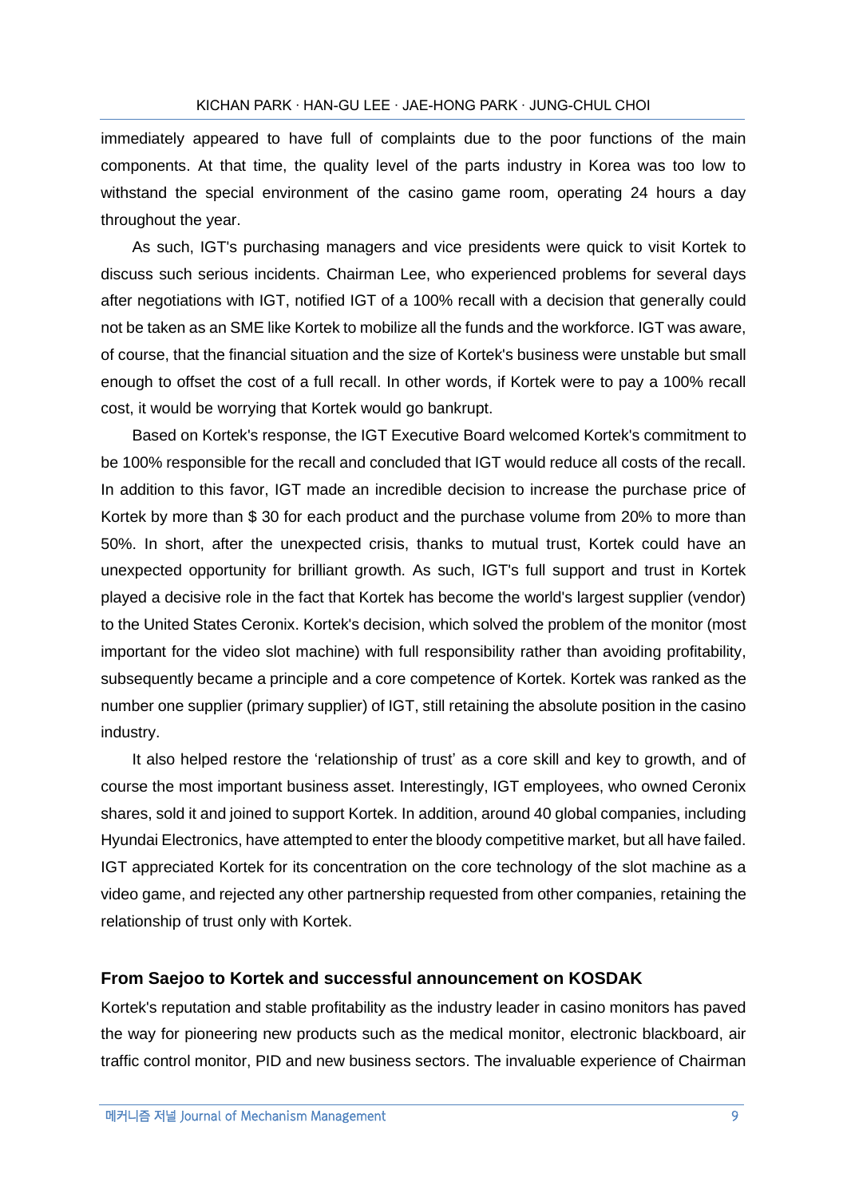immediately appeared to have full of complaints due to the poor functions of the main components. At that time, the quality level of the parts industry in Korea was too low to withstand the special environment of the casino game room, operating 24 hours a day throughout the year.

As such, IGT's purchasing managers and vice presidents were quick to visit Kortek to discuss such serious incidents. Chairman Lee, who experienced problems for several days after negotiations with IGT, notified IGT of a 100% recall with a decision that generally could not be taken as an SME like Kortek to mobilize all the funds and the workforce. IGT was aware, of course, that the financial situation and the size of Kortek's business were unstable but small enough to offset the cost of a full recall. In other words, if Kortek were to pay a 100% recall cost, it would be worrying that Kortek would go bankrupt.

Based on Kortek's response, the IGT Executive Board welcomed Kortek's commitment to be 100% responsible for the recall and concluded that IGT would reduce all costs of the recall. In addition to this favor, IGT made an incredible decision to increase the purchase price of Kortek by more than $ 30 for each product and the purchase volume from 20% to more than 50%. In short, after the unexpected crisis, thanks to mutual trust, Kortek could have an unexpected opportunity for brilliant growth. As such, IGT's full support and trust in Kortek played a decisive role in the fact that Kortek has become the world's largest supplier (vendor) to the United States Ceronix. Kortek's decision, which solved the problem of the monitor (most important for the video slot machine) with full responsibility rather than avoiding profitability, subsequently became a principle and a core competence of Kortek. Kortek was ranked as the number one supplier (primary supplier) of IGT, still retaining the absolute position in the casino industry.

It also helped restore the 'relationship of trust' as a core skill and key to growth, and of course the most important business asset. Interestingly, IGT employees, who owned Ceronix shares, sold it and joined to support Kortek. In addition, around 40 global companies, including Hyundai Electronics, have attempted to enter the bloody competitive market, but all have failed. IGT appreciated Kortek for its concentration on the core technology of the slot machine as a video game, and rejected any other partnership requested from other companies, retaining the relationship of trust only with Kortek.

### From Saejoo to Kortek and successful announcement on KOSDAK

Kortek's reputation and stable profitability as the industry leader in casino monitors has paved the way for pioneering new products such as the medical monitor, electronic blackboard, air traffic control monitor, PID and new business sectors. The invaluable experience of Chairman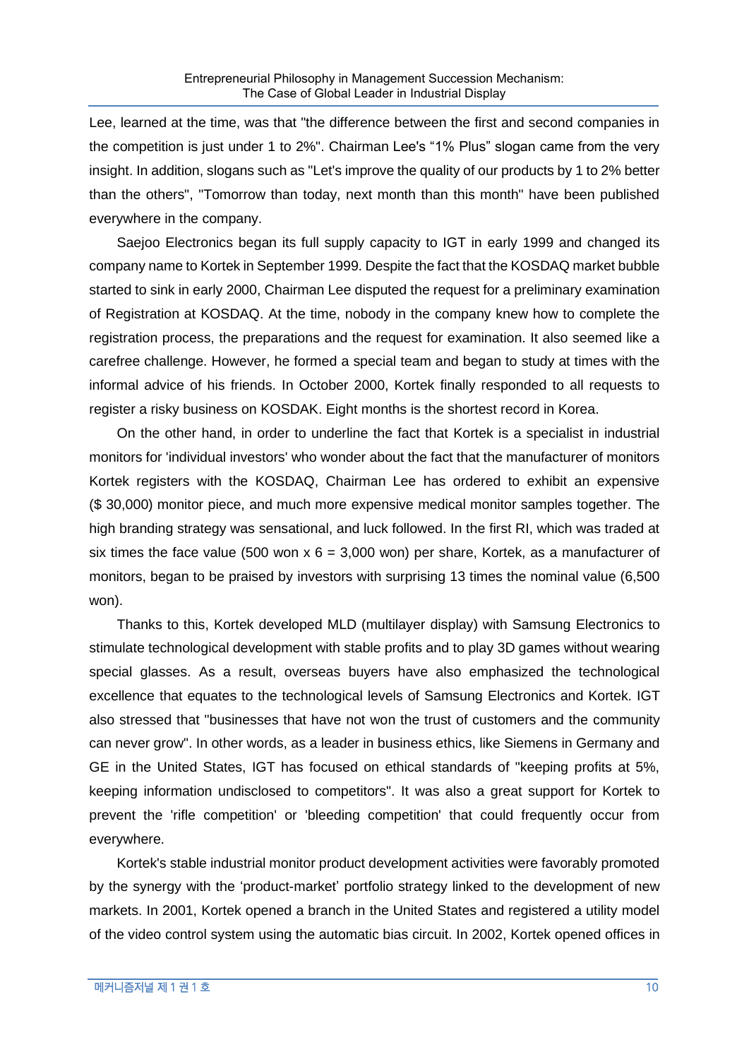Lee, learned at the time, was that "the difference between the first and second companies in the competition is just under 1 to 2%". Chairman Lee's “1% Plus” slogan came from the very insight. In addition, slogans such as "Let's improve the quality of our products by 1 to 2% better than the others", "Tomorrow than today, next month than this month" have been published everywhere in the company.

Saejoo Electronics began its full supply capacity to IGT in early 1999 and changed its company name to Kortek in September 1999. Despite the fact that the KOSDAQ market bubble started to sink in early 2000, Chairman Lee disputed the request for a preliminary examination of Registration at KOSDAQ. At the time, nobody in the company knew how to complete the registration process, the preparations and the request for examination. It also seemed like a carefree challenge. However, he formed a special team and began to study at times with the informal advice of his friends. In October 2000, Kortek finally responded to all requests to register a risky business on KOSDAK. Eight months is the shortest record in Korea.

On the other hand, in order to underline the fact that Kortek is a specialist in industrial monitors for 'individual investors' who wonder about the fact that the manufacturer of monitors Kortek registers with the KOSDAQ, Chairman Lee has ordered to exhibit an expensive ($ 30,000) monitor piece, and much more expensive medical monitor samples together. The high branding strategy was sensational, and luck followed. In the first RI, which was traded at six times the face value (500 won x 6 = 3,000 won) per share, Kortek, as a manufacturer of monitors, began to be praised by investors with surprising 13 times the nominal value (6,500 won).

Thanks to this, Kortek developed MLD (multilayer display) with Samsung Electronics to stimulate technological development with stable profits and to play 3D games without wearing special glasses. As a result, overseas buyers have also emphasized the technological excellence that equates to the technological levels of Samsung Electronics and Kortek. IGT also stressed that "businesses that have not won the trust of customers and the community can never grow". In other words, as a leader in business ethics, like Siemens in Germany and GE in the United States, IGT has focused on ethical standards of "keeping profits at 5%, keeping information undisclosed to competitors". It was also a great support for Kortek to prevent the 'rifle competition' or 'bleeding competition' that could frequently occur from everywhere.

Kortek's stable industrial monitor product development activities were favorably promoted by the synergy with the ‘product-market’ portfolio strategy linked to the development of new markets. In 2001, Kortek opened a branch in the United States and registered a utility model of the video control system using the automatic bias circuit. In 2002, Kortek opened offices in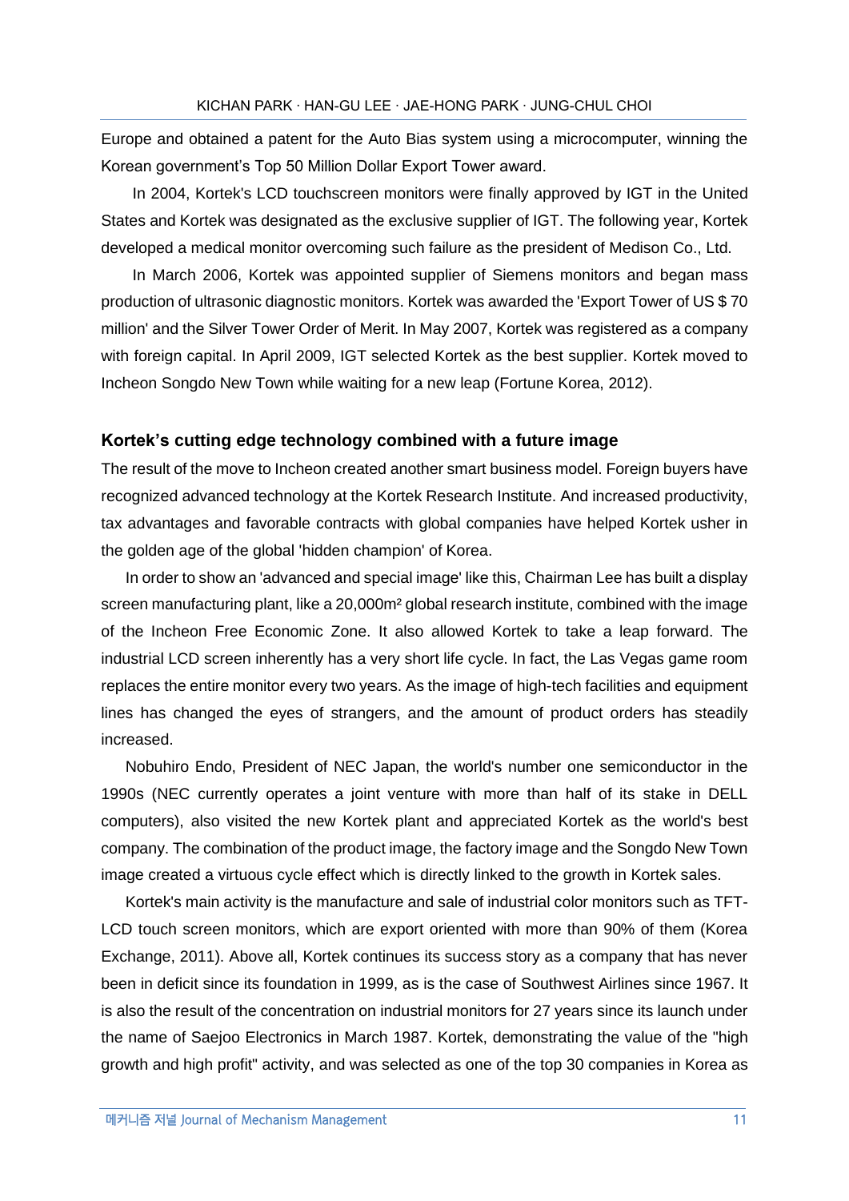Europe and obtained a patent for the Auto Bias system using a microcomputer, winning the Korean government's Top 50 Million Dollar Export Tower award.

In 2004, Kortek's LCD touchscreen monitors were finally approved by IGT in the United States and Kortek was designated as the exclusive supplier of IGT. The following year, Kortek developed a medical monitor overcoming such failure as the president of Medison Co., Ltd.

In March 2006, Kortek was appointed supplier of Siemens monitors and began mass production of ultrasonic diagnostic monitors. Kortek was awarded the 'Export Tower of US $ 70 million' and the Silver Tower Order of Merit. In May 2007, Kortek was registered as a company with foreign capital. In April 2009, IGT selected Kortek as the best supplier. Kortek moved to Incheon Songdo New Town while waiting for a new leap (Fortune Korea, 2012).

### Kortek's cutting edge technology combined with a future image

The result of the move to Incheon created another smart business model. Foreign buyers have recognized advanced technology at the Kortek Research Institute. And increased productivity, tax advantages and favorable contracts with global companies have helped Kortek usher in the golden age of the global 'hidden champion' of Korea.

In order to show an 'advanced and special image' like this, Chairman Lee has built a display screen manufacturing plant, like a 20,000m² global research institute, combined with the image of the Incheon Free Economic Zone. It also allowed Kortek to take a leap forward. The industrial LCD screen inherently has a very short life cycle. In fact, the Las Vegas game room replaces the entire monitor every two years. As the image of high-tech facilities and equipment lines has changed the eyes of strangers, and the amount of product orders has steadily increased.

Nobuhiro Endo, President of NEC Japan, the world's number one semiconductor in the 1990s (NEC currently operates a joint venture with more than half of its stake in DELL computers), also visited the new Kortek plant and appreciated Kortek as the world's best company. The combination of the product image, the factory image and the Songdo New Town image created a virtuous cycle effect which is directly linked to the growth in Kortek sales.

Kortek's main activity is the manufacture and sale of industrial color monitors such as TFT-LCD touch screen monitors, which are export oriented with more than 90% of them (Korea Exchange, 2011). Above all, Kortek continues its success story as a company that has never been in deficit since its foundation in 1999, as is the case of Southwest Airlines since 1967. It is also the result of the concentration on industrial monitors for 27 years since its launch under the name of Saejoo Electronics in March 1987. Kortek, demonstrating the value of the "high growth and high profit" activity, and was selected as one of the top 30 companies in Korea as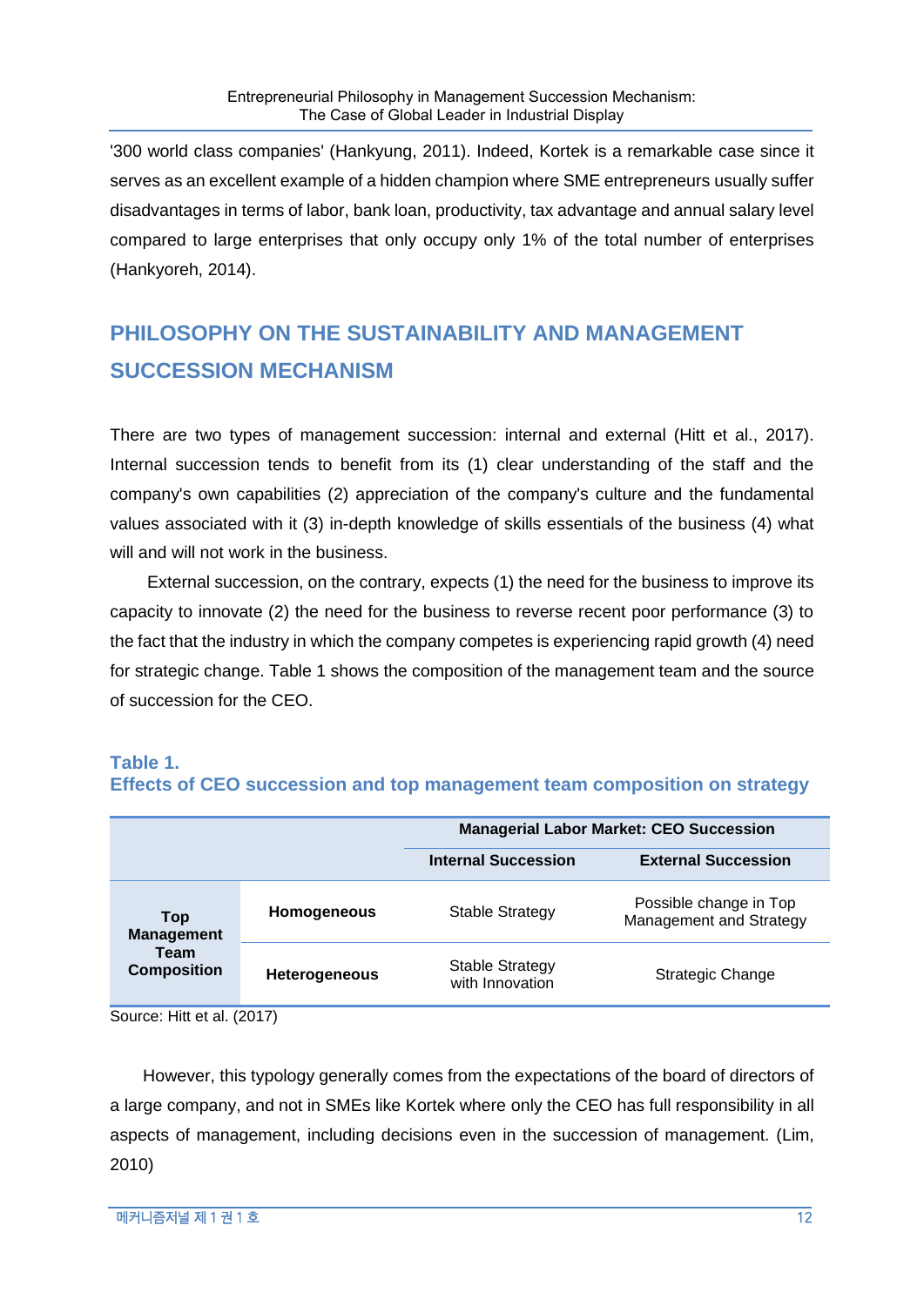'300 world class companies' (Hankyung, 2011). Indeed, Kortek is a remarkable case since it serves as an excellent example of a hidden champion where SME entrepreneurs usually suffer disadvantages in terms of labor, bank loan, productivity, tax advantage and annual salary level compared to large enterprises that only occupy only 1% of the total number of enterprises (Hankyoreh, 2014).

## PHILOSOPHY ON THE SUSTAINABILITY AND MANAGEMENT SUCCESSION MECHANISM

There are two types of management succession: internal and external (Hitt et al., 2017). Internal succession tends to benefit from its (1) clear understanding of the staff and the company's own capabilities (2) appreciation of the company's culture and the fundamental values associated with it (3) in-depth knowledge of skills essentials of the business (4) what will and will not work in the business.

External succession, on the contrary, expects (1) the need for the business to improve its capacity to innovate (2) the need for the business to reverse recent poor performance (3) to the fact that the industry in which the company competes is experiencing rapid growth (4) need for strategic change. Table 1 shows the composition of the management team and the source of succession for the CEO.

**Table 1.**
**Effects of CEO succession and top management team composition on strategy**

| | | Managerial Labor Market: CEO Succession | |
|---|---|---|---|
| | | **Internal Succession** | **External Succession** |
| **Top Management Team Composition** | **Homogeneous** | Stable Strategy | Possible change in Top Management and Strategy |
| | **Heterogeneous** | Stable Strategy with Innovation | Strategic Change |

Source: Hitt et al. (2017)

However, this typology generally comes from the expectations of the board of directors of a large company, and not in SMEs like Kortek where only the CEO has full responsibility in all aspects of management, including decisions even in the succession of management. (Lim, 2010)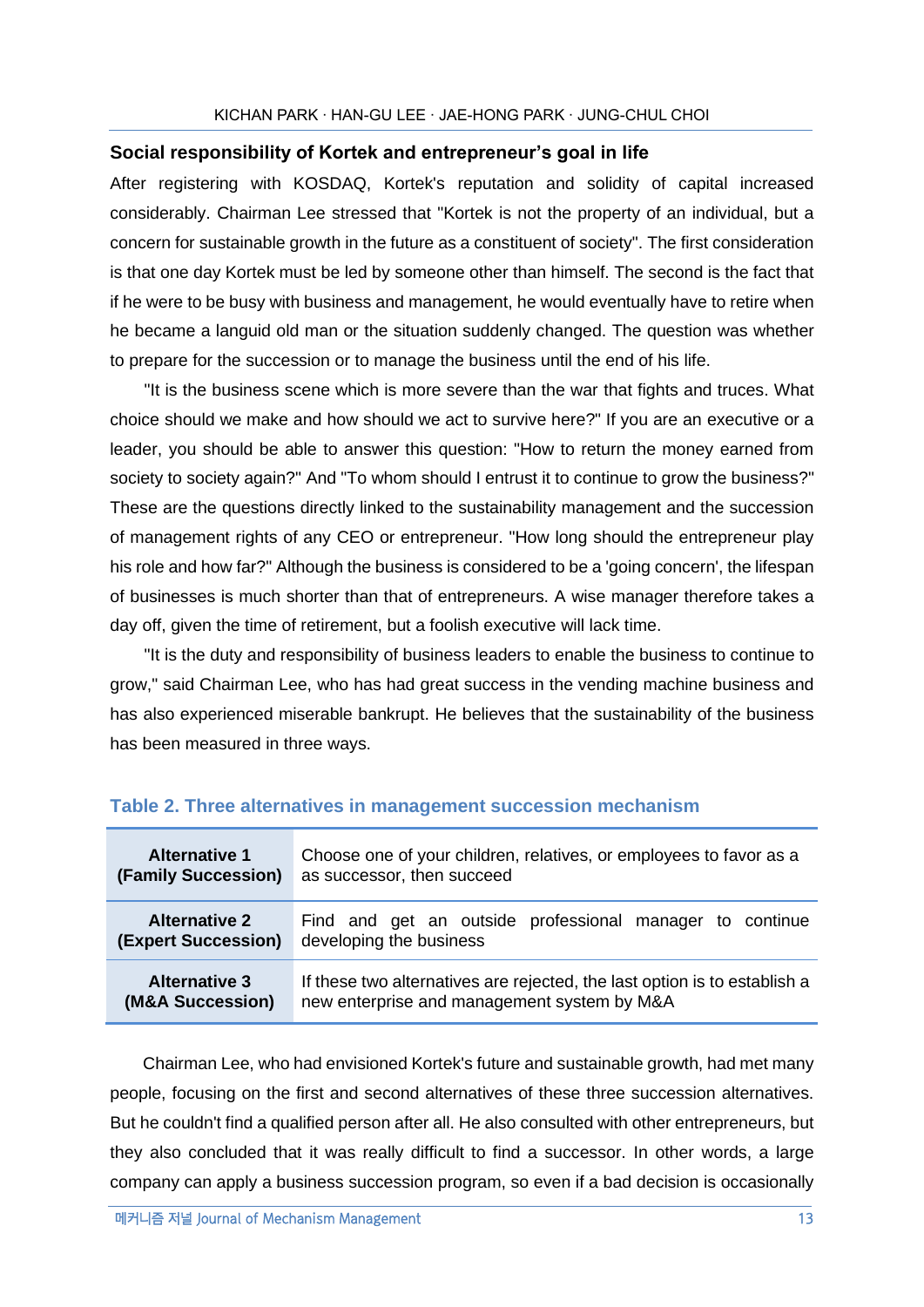### Social responsibility of Kortek and entrepreneur's goal in life

After registering with KOSDAQ, Kortek's reputation and solidity of capital increased considerably. Chairman Lee stressed that "Kortek is not the property of an individual, but a concern for sustainable growth in the future as a constituent of society". The first consideration is that one day Kortek must be led by someone other than himself. The second is the fact that if he were to be busy with business and management, he would eventually have to retire when he became a languid old man or the situation suddenly changed. The question was whether to prepare for the succession or to manage the business until the end of his life.

"It is the business scene which is more severe than the war that fights and truces. What choice should we make and how should we act to survive here?" If you are an executive or a leader, you should be able to answer this question: "How to return the money earned from society to society again?" And "To whom should I entrust it to continue to grow the business?" These are the questions directly linked to the sustainability management and the succession of management rights of any CEO or entrepreneur. "How long should the entrepreneur play his role and how far?" Although the business is considered to be a 'going concern', the lifespan of businesses is much shorter than that of entrepreneurs. A wise manager therefore takes a day off, given the time of retirement, but a foolish executive will lack time.

"It is the duty and responsibility of business leaders to enable the business to continue to grow," said Chairman Lee, who has had great success in the vending machine business and has also experienced miserable bankrupt. He believes that the sustainability of the business has been measured in three ways.

**Table 2. Three alternatives in management succession mechanism**

| | |
|---|---|
| **Alternative 1 (Family Succession)** | Choose one of your children, relatives, or employees to favor as a as successor, then succeed |
| **Alternative 2 (Expert Succession)** | Find and get an outside professional manager to continue developing the business |
| **Alternative 3 (M&A Succession)** | If these two alternatives are rejected, the last option is to establish a new enterprise and management system by M&A |

Chairman Lee, who had envisioned Kortek's future and sustainable growth, had met many people, focusing on the first and second alternatives of these three succession alternatives. But he couldn't find a qualified person after all. He also consulted with other entrepreneurs, but they also concluded that it was really difficult to find a successor. In other words, a large company can apply a business succession program, so even if a bad decision is occasionally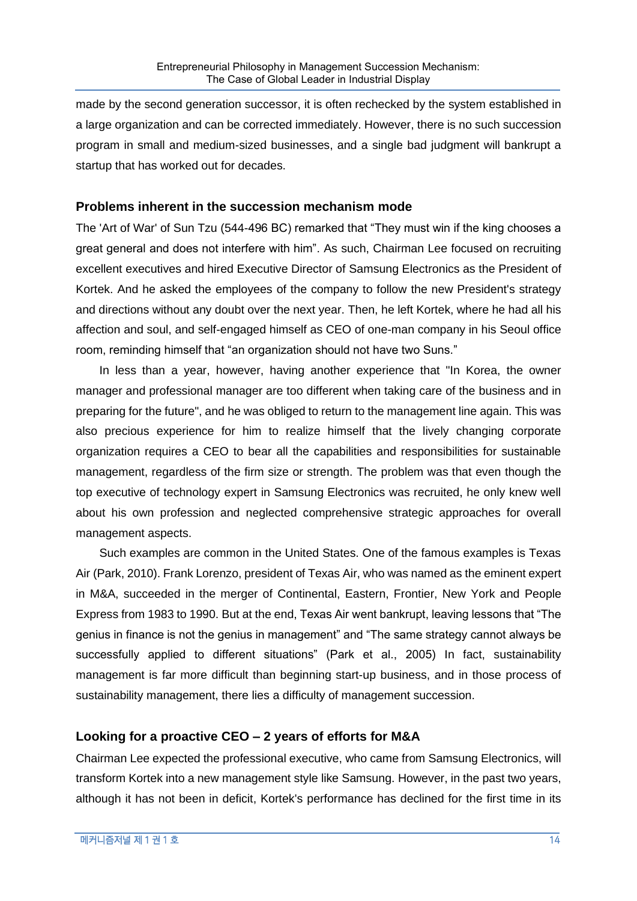made by the second generation successor, it is often rechecked by the system established in a large organization and can be corrected immediately. However, there is no such succession program in small and medium-sized businesses, and a single bad judgment will bankrupt a startup that has worked out for decades.

### Problems inherent in the succession mechanism mode

The 'Art of War' of Sun Tzu (544-496 BC) remarked that "They must win if the king chooses a great general and does not interfere with him". As such, Chairman Lee focused on recruiting excellent executives and hired Executive Director of Samsung Electronics as the President of Kortek. And he asked the employees of the company to follow the new President's strategy and directions without any doubt over the next year. Then, he left Kortek, where he had all his affection and soul, and self-engaged himself as CEO of one-man company in his Seoul office room, reminding himself that "an organization should not have two Suns."

In less than a year, however, having another experience that "In Korea, the owner manager and professional manager are too different when taking care of the business and in preparing for the future", and he was obliged to return to the management line again. This was also precious experience for him to realize himself that the lively changing corporate organization requires a CEO to bear all the capabilities and responsibilities for sustainable management, regardless of the firm size or strength. The problem was that even though the top executive of technology expert in Samsung Electronics was recruited, he only knew well about his own profession and neglected comprehensive strategic approaches for overall management aspects.

Such examples are common in the United States. One of the famous examples is Texas Air (Park, 2010). Frank Lorenzo, president of Texas Air, who was named as the eminent expert in M&A, succeeded in the merger of Continental, Eastern, Frontier, New York and People Express from 1983 to 1990. But at the end, Texas Air went bankrupt, leaving lessons that "The genius in finance is not the genius in management" and "The same strategy cannot always be successfully applied to different situations" (Park et al., 2005) In fact, sustainability management is far more difficult than beginning start-up business, and in those process of sustainability management, there lies a difficulty of management succession.

### Looking for a proactive CEO – 2 years of efforts for M&A

Chairman Lee expected the professional executive, who came from Samsung Electronics, will transform Kortek into a new management style like Samsung. However, in the past two years, although it has not been in deficit, Kortek's performance has declined for the first time in its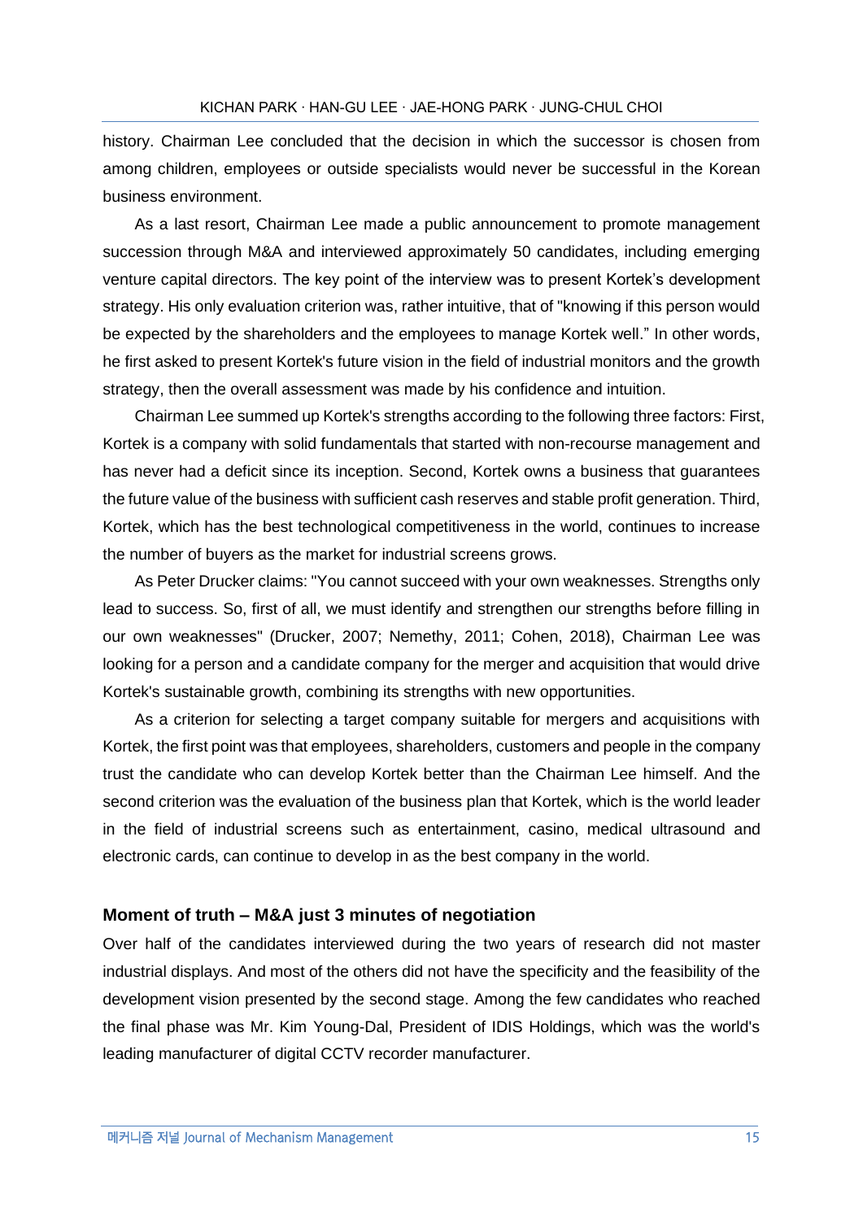history. Chairman Lee concluded that the decision in which the successor is chosen from among children, employees or outside specialists would never be successful in the Korean business environment.

As a last resort, Chairman Lee made a public announcement to promote management succession through M&A and interviewed approximately 50 candidates, including emerging venture capital directors. The key point of the interview was to present Kortek's development strategy. His only evaluation criterion was, rather intuitive, that of "knowing if this person would be expected by the shareholders and the employees to manage Kortek well." In other words, he first asked to present Kortek's future vision in the field of industrial monitors and the growth strategy, then the overall assessment was made by his confidence and intuition.

Chairman Lee summed up Kortek's strengths according to the following three factors: First, Kortek is a company with solid fundamentals that started with non-recourse management and has never had a deficit since its inception. Second, Kortek owns a business that guarantees the future value of the business with sufficient cash reserves and stable profit generation. Third, Kortek, which has the best technological competitiveness in the world, continues to increase the number of buyers as the market for industrial screens grows.

As Peter Drucker claims: "You cannot succeed with your own weaknesses. Strengths only lead to success. So, first of all, we must identify and strengthen our strengths before filling in our own weaknesses" (Drucker, 2007; Nemethy, 2011; Cohen, 2018), Chairman Lee was looking for a person and a candidate company for the merger and acquisition that would drive Kortek's sustainable growth, combining its strengths with new opportunities.

As a criterion for selecting a target company suitable for mergers and acquisitions with Kortek, the first point was that employees, shareholders, customers and people in the company trust the candidate who can develop Kortek better than the Chairman Lee himself. And the second criterion was the evaluation of the business plan that Kortek, which is the world leader in the field of industrial screens such as entertainment, casino, medical ultrasound and electronic cards, can continue to develop in as the best company in the world.

### Moment of truth – M&A just 3 minutes of negotiation

Over half of the candidates interviewed during the two years of research did not master industrial displays. And most of the others did not have the specificity and the feasibility of the development vision presented by the second stage. Among the few candidates who reached the final phase was Mr. Kim Young-Dal, President of IDIS Holdings, which was the world's leading manufacturer of digital CCTV recorder manufacturer.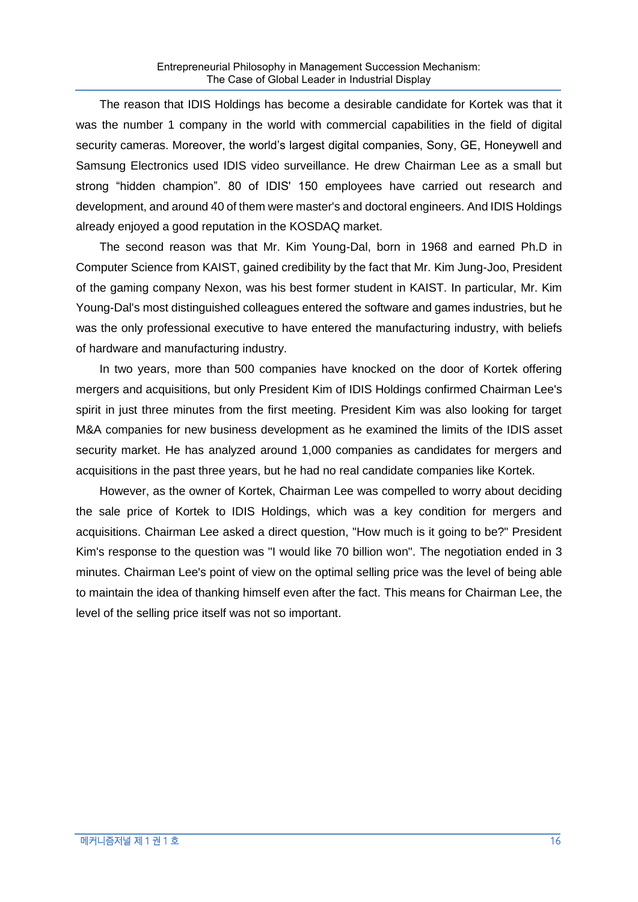The reason that IDIS Holdings has become a desirable candidate for Kortek was that it was the number 1 company in the world with commercial capabilities in the field of digital security cameras. Moreover, the world's largest digital companies, Sony, GE, Honeywell and Samsung Electronics used IDIS video surveillance. He drew Chairman Lee as a small but strong "hidden champion". 80 of IDIS' 150 employees have carried out research and development, and around 40 of them were master's and doctoral engineers. And IDIS Holdings already enjoyed a good reputation in the KOSDAQ market.

The second reason was that Mr. Kim Young-Dal, born in 1968 and earned Ph.D in Computer Science from KAIST, gained credibility by the fact that Mr. Kim Jung-Joo, President of the gaming company Nexon, was his best former student in KAIST. In particular, Mr. Kim Young-Dal's most distinguished colleagues entered the software and games industries, but he was the only professional executive to have entered the manufacturing industry, with beliefs of hardware and manufacturing industry.

In two years, more than 500 companies have knocked on the door of Kortek offering mergers and acquisitions, but only President Kim of IDIS Holdings confirmed Chairman Lee's spirit in just three minutes from the first meeting. President Kim was also looking for target M&A companies for new business development as he examined the limits of the IDIS asset security market. He has analyzed around 1,000 companies as candidates for mergers and acquisitions in the past three years, but he had no real candidate companies like Kortek.

However, as the owner of Kortek, Chairman Lee was compelled to worry about deciding the sale price of Kortek to IDIS Holdings, which was a key condition for mergers and acquisitions. Chairman Lee asked a direct question, "How much is it going to be?" President Kim's response to the question was "I would like 70 billion won". The negotiation ended in 3 minutes. Chairman Lee's point of view on the optimal selling price was the level of being able to maintain the idea of thanking himself even after the fact. This means for Chairman Lee, the level of the selling price itself was not so important.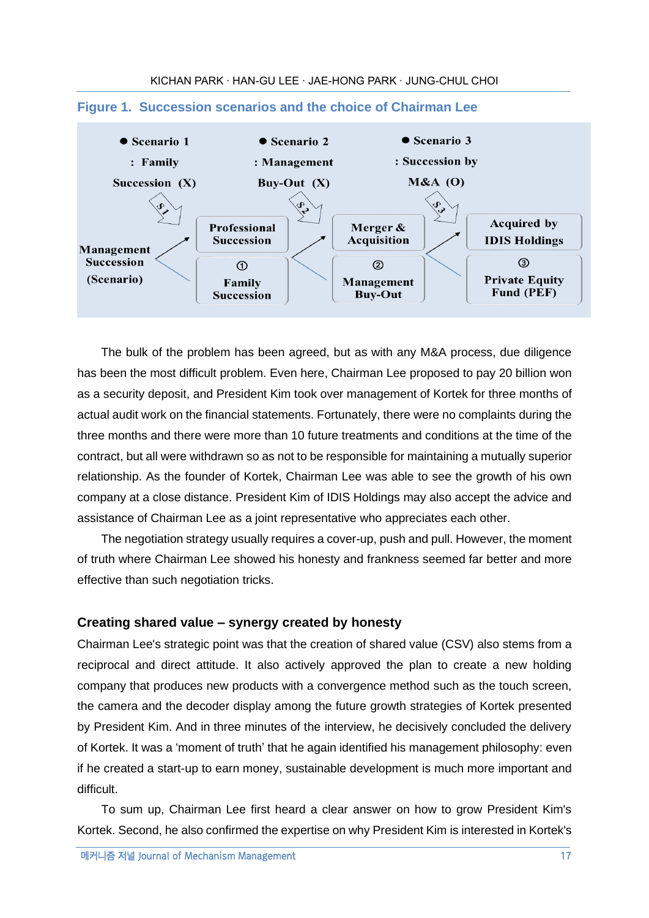**Figure 1. Succession scenarios and the choice of Chairman Lee**

● Scenario 1 : Family Succession (X)

● Scenario 2 : Management Buy-Out (X)

● Scenario 3 : Succession by M&A (O)

Management Succession (Scenario)

S1 → Professional Succession / ① Family Succession

S2 → Merger & Acquisition / ② Management Buy-Out

S3 → Acquired by IDIS Holdings / ③ Private Equity Fund (PEF)

The bulk of the problem has been agreed, but as with any M&A process, due diligence has been the most difficult problem. Even here, Chairman Lee proposed to pay 20 billion won as a security deposit, and President Kim took over management of Kortek for three months of actual audit work on the financial statements. Fortunately, there were no complaints during the three months and there were more than 10 future treatments and conditions at the time of the contract, but all were withdrawn so as not to be responsible for maintaining a mutually superior relationship. As the founder of Kortek, Chairman Lee was able to see the growth of his own company at a close distance. President Kim of IDIS Holdings may also accept the advice and assistance of Chairman Lee as a joint representative who appreciates each other.

The negotiation strategy usually requires a cover-up, push and pull. However, the moment of truth where Chairman Lee showed his honesty and frankness seemed far better and more effective than such negotiation tricks.

### Creating shared value – synergy created by honesty

Chairman Lee's strategic point was that the creation of shared value (CSV) also stems from a reciprocal and direct attitude. It also actively approved the plan to create a new holding company that produces new products with a convergence method such as the touch screen, the camera and the decoder display among the future growth strategies of Kortek presented by President Kim. And in three minutes of the interview, he decisively concluded the delivery of Kortek. It was a 'moment of truth' that he again identified his management philosophy: even if he created a start-up to earn money, sustainable development is much more important and difficult.

To sum up, Chairman Lee first heard a clear answer on how to grow President Kim's Kortek. Second, he also confirmed the expertise on why President Kim is interested in Kortek's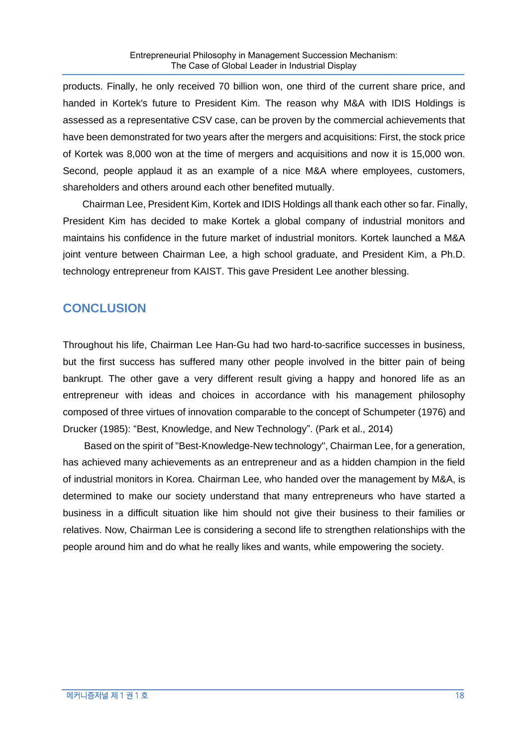products. Finally, he only received 70 billion won, one third of the current share price, and handed in Kortek's future to President Kim. The reason why M&A with IDIS Holdings is assessed as a representative CSV case, can be proven by the commercial achievements that have been demonstrated for two years after the mergers and acquisitions: First, the stock price of Kortek was 8,000 won at the time of mergers and acquisitions and now it is 15,000 won. Second, people applaud it as an example of a nice M&A where employees, customers, shareholders and others around each other benefited mutually.

Chairman Lee, President Kim, Kortek and IDIS Holdings all thank each other so far. Finally, President Kim has decided to make Kortek a global company of industrial monitors and maintains his confidence in the future market of industrial monitors. Kortek launched a M&A joint venture between Chairman Lee, a high school graduate, and President Kim, a Ph.D. technology entrepreneur from KAIST. This gave President Lee another blessing.

## CONCLUSION

Throughout his life, Chairman Lee Han-Gu had two hard-to-sacrifice successes in business, but the first success has suffered many other people involved in the bitter pain of being bankrupt. The other gave a very different result giving a happy and honored life as an entrepreneur with ideas and choices in accordance with his management philosophy composed of three virtues of innovation comparable to the concept of Schumpeter (1976) and Drucker (1985): "Best, Knowledge, and New Technology". (Park et al., 2014)

Based on the spirit of "Best-Knowledge-New technology", Chairman Lee, for a generation, has achieved many achievements as an entrepreneur and as a hidden champion in the field of industrial monitors in Korea. Chairman Lee, who handed over the management by M&A, is determined to make our society understand that many entrepreneurs who have started a business in a difficult situation like him should not give their business to their families or relatives. Now, Chairman Lee is considering a second life to strengthen relationships with the people around him and do what he really likes and wants, while empowering the society.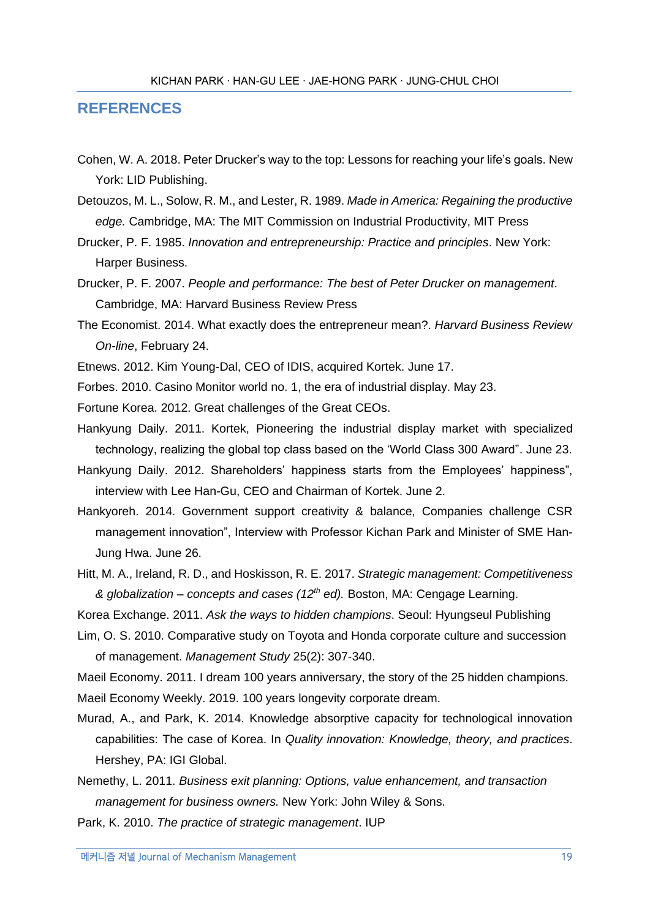## REFERENCES

Cohen, W. A. 2018. Peter Drucker's way to the top: Lessons for reaching your life's goals. New York: LID Publishing.

Detouzos, M. L., Solow, R. M., and Lester, R. 1989. *Made in America: Regaining the productive edge.* Cambridge, MA: The MIT Commission on Industrial Productivity, MIT Press

Drucker, P. F. 1985. *Innovation and entrepreneurship: Practice and principles*. New York: Harper Business.

Drucker, P. F. 2007. *People and performance: The best of Peter Drucker on management*. Cambridge, MA: Harvard Business Review Press

The Economist. 2014. What exactly does the entrepreneur mean?. *Harvard Business Review On-line*, February 24.

Etnews. 2012. Kim Young-Dal, CEO of IDIS, acquired Kortek. June 17.

Forbes. 2010. Casino Monitor world no. 1, the era of industrial display. May 23.

Fortune Korea. 2012. Great challenges of the Great CEOs.

Hankyung Daily. 2011. Kortek, Pioneering the industrial display market with specialized technology, realizing the global top class based on the 'World Class 300 Award". June 23.

Hankyung Daily. 2012. Shareholders' happiness starts from the Employees' happiness", interview with Lee Han-Gu, CEO and Chairman of Kortek. June 2.

Hankyoreh. 2014. Government support creativity & balance, Companies challenge CSR management innovation", Interview with Professor Kichan Park and Minister of SME Han-Jung Hwa. June 26.

Hitt, M. A., Ireland, R. D., and Hoskisson, R. E. 2017. *Strategic management: Competitiveness & globalization – concepts and cases (12th ed).* Boston, MA: Cengage Learning.

Korea Exchange. 2011. *Ask the ways to hidden champions*. Seoul: Hyungseul Publishing

Lim, O. S. 2010. Comparative study on Toyota and Honda corporate culture and succession of management. *Management Study* 25(2): 307-340.

Maeil Economy. 2011. I dream 100 years anniversary, the story of the 25 hidden champions.

Maeil Economy Weekly. 2019. 100 years longevity corporate dream.

Murad, A., and Park, K. 2014. Knowledge absorptive capacity for technological innovation capabilities: The case of Korea. In *Quality innovation: Knowledge, theory, and practices*. Hershey, PA: IGI Global.

Nemethy, L. 2011. *Business exit planning: Options, value enhancement, and transaction management for business owners.* New York: John Wiley & Sons.

Park, K. 2010. *The practice of strategic management*. IUP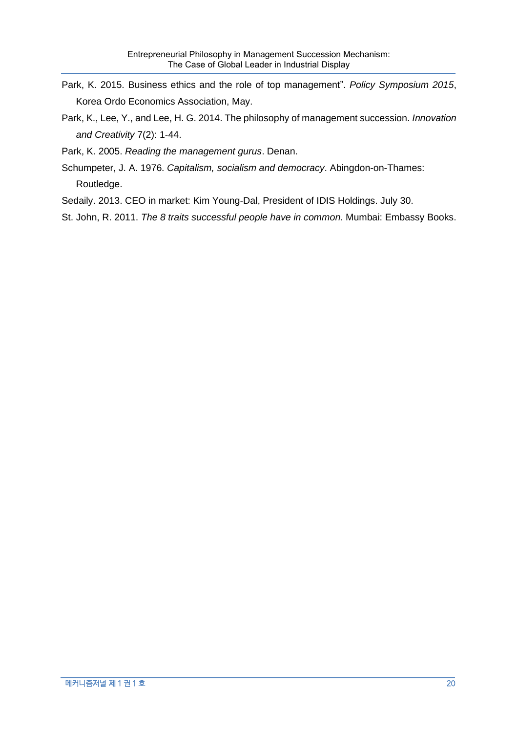Park, K. 2015. Business ethics and the role of top management". *Policy Symposium 2015*, Korea Ordo Economics Association, May.

Park, K., Lee, Y., and Lee, H. G. 2014. The philosophy of management succession. *Innovation and Creativity* 7(2): 1-44.

Park, K. 2005. *Reading the management gurus*. Denan.

Schumpeter, J. A. 1976. *Capitalism, socialism and democracy*. Abingdon-on-Thames: Routledge.

Sedaily. 2013. CEO in market: Kim Young-Dal, President of IDIS Holdings. July 30.

St. John, R. 2011. *The 8 traits successful people have in common*. Mumbai: Embassy Books.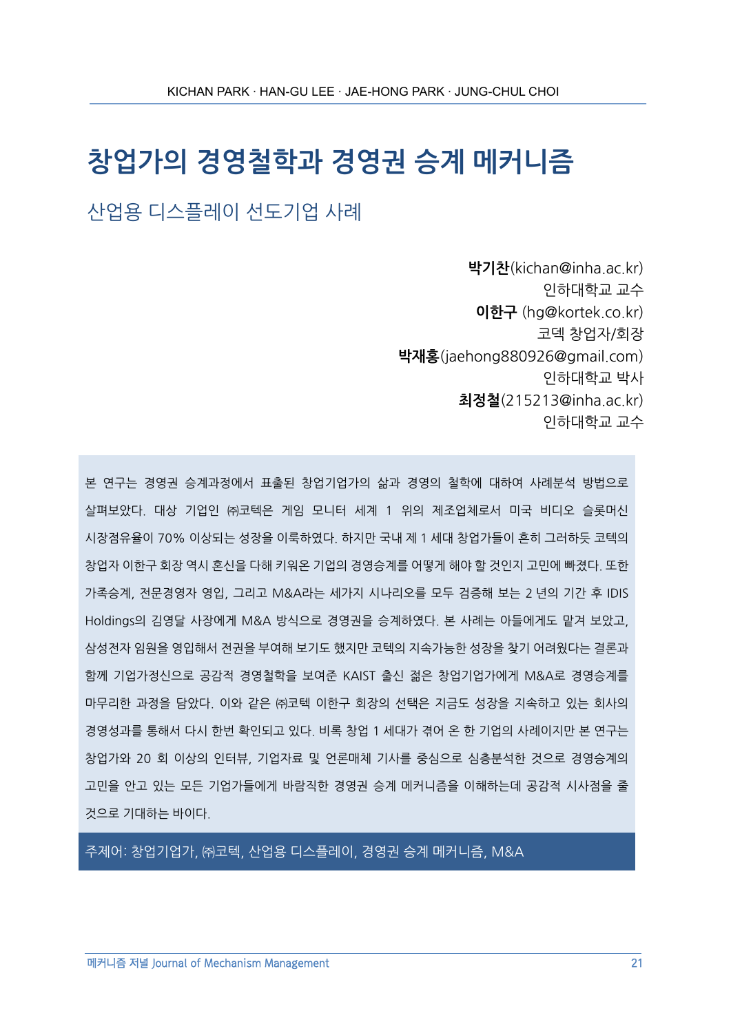KICHAN PARK · HAN-GU LEE · JAE-HONG PARK · JUNG-CHUL CHOI

# 창업가의 경영철학과 경영권 승계 메커니즘

## 산업용 디스플레이 선도기업 사례

**박기찬**(kichan@inha.ac.kr)
인하대학교 교수
**이한구** (hg@kortek.co.kr)
코덱 창업자/회장
**박재홍**(jaehong880926@gmail.com)
인하대학교 박사
**최정철**(215213@inha.ac.kr)
인하대학교 교수

본 연구는 경영권 승계과정에서 표출된 창업기업가의 삶과 경영의 철학에 대하여 사례분석 방법으로 살펴보았다. 대상 기업인 ㈜코텍은 게임 모니터 세계 1 위의 제조업체로서 미국 비디오 슬롯머신 시장점유율이 70% 이상되는 성장을 이룩하였다. 하지만 국내 제 1 세대 창업가들이 흔히 그러하듯 코텍의 창업자 이한구 회장 역시 혼신을 다해 키워온 기업의 경영승계를 어떻게 해야 할 것인지 고민에 빠졌다. 또한 가족승계, 전문경영자 영입, 그리고 M&A라는 세가지 시나리오를 모두 검증해 보는 2 년의 기간 후 IDIS Holdings의 김영달 사장에게 M&A 방식으로 경영권을 승계하였다. 본 사례는 아들에게도 맡겨 보았고, 삼성전자 임원을 영입해서 전권을 부여해 보기도 했지만 코텍의 지속가능한 성장을 찾기 어려웠다는 결론과 함께 기업가정신으로 공감적 경영철학을 보여준 KAIST 출신 젊은 창업기업가에게 M&A로 경영승계를 마무리한 과정을 담았다. 이와 같은 ㈜코텍 이한구 회장의 선택은 지금도 성장을 지속하고 있는 회사의 경영성과를 통해서 다시 한번 확인되고 있다. 비록 창업 1 세대가 겪어 온 한 기업의 사례이지만 본 연구는 창업가와 20 회 이상의 인터뷰, 기업자료 및 언론매체 기사를 중심으로 심층분석한 것으로 경영승계의 고민을 안고 있는 모든 기업가들에게 바람직한 경영권 승계 메커니즘을 이해하는데 공감적 시사점을 줄 것으로 기대하는 바이다.

주제어: 창업기업가, ㈜코텍, 산업용 디스플레이, 경영권 승계 메커니즘, M&A